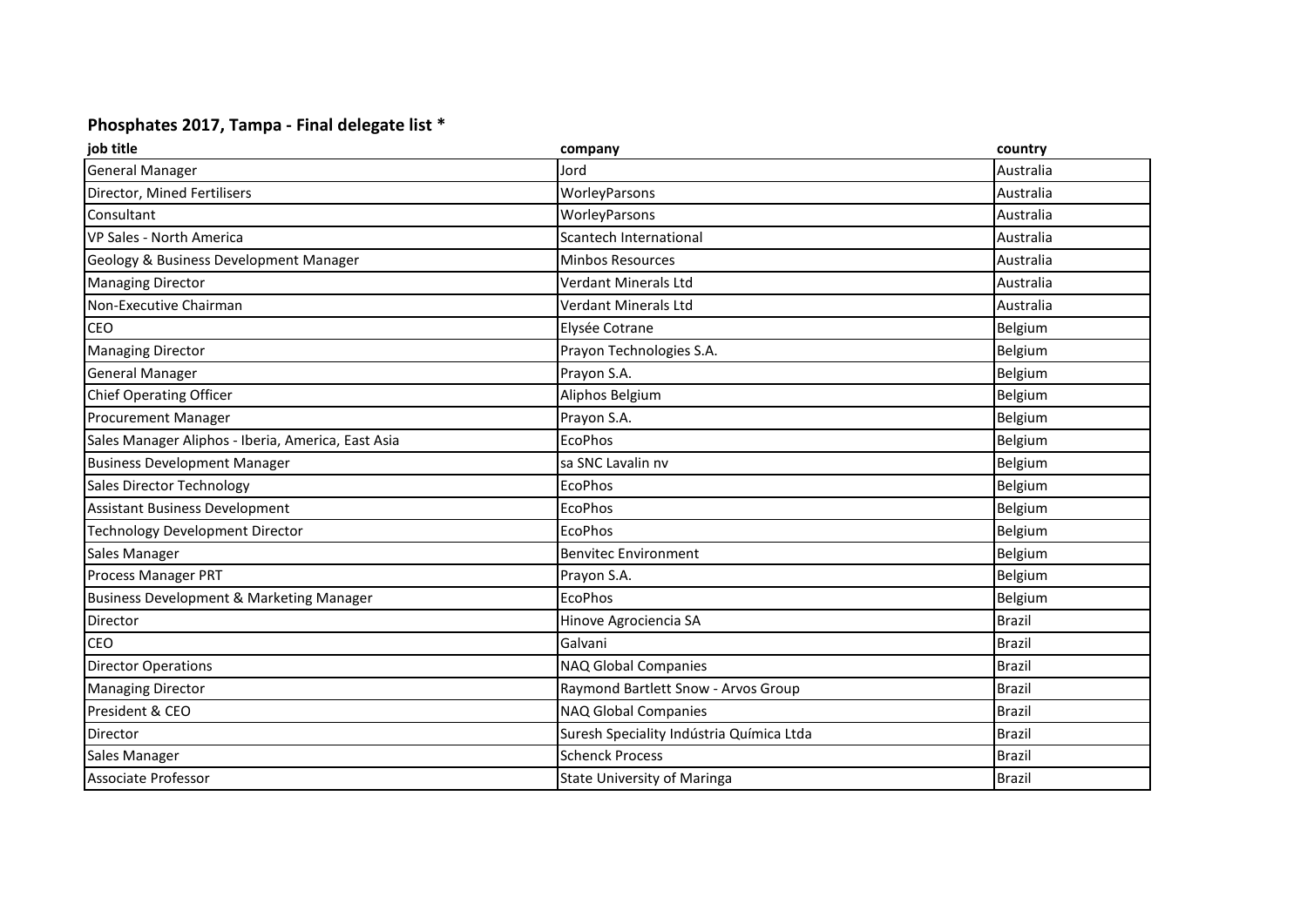## Phosphates 2017, Tampa - Final delegate list *

| job title | company | country |
|---|---|---|
| General Manager | Jord | Australia |
| Director, Mined Fertilisers | WorleyParsons | Australia |
| Consultant | WorleyParsons | Australia |
| VP Sales - North America | Scantech International | Australia |
| Geology & Business Development Manager | Minbos Resources | Australia |
| Managing Director | Verdant Minerals Ltd | Australia |
| Non-Executive Chairman | Verdant Minerals Ltd | Australia |
| CEO | Elysée Cotrane | Belgium |
| Managing Director | Prayon Technologies S.A. | Belgium |
| General Manager | Prayon S.A. | Belgium |
| Chief Operating Officer | Aliphos Belgium | Belgium |
| Procurement Manager | Prayon S.A. | Belgium |
| Sales Manager Aliphos - Iberia, America, East Asia | EcoPhos | Belgium |
| Business Development Manager | sa SNC Lavalin nv | Belgium |
| Sales Director Technology | EcoPhos | Belgium |
| Assistant Business Development | EcoPhos | Belgium |
| Technology Development Director | EcoPhos | Belgium |
| Sales Manager | Benvitec Environment | Belgium |
| Process Manager PRT | Prayon S.A. | Belgium |
| Business Development & Marketing Manager | EcoPhos | Belgium |
| Director | Hinove Agrociencia SA | Brazil |
| CEO | Galvani | Brazil |
| Director Operations | NAQ Global Companies | Brazil |
| Managing Director | Raymond Bartlett Snow - Arvos Group | Brazil |
| President & CEO | NAQ Global Companies | Brazil |
| Director | Suresh Speciality Indústria Química Ltda | Brazil |
| Sales Manager | Schenck Process | Brazil |
| Associate Professor | State University of Maringa | Brazil |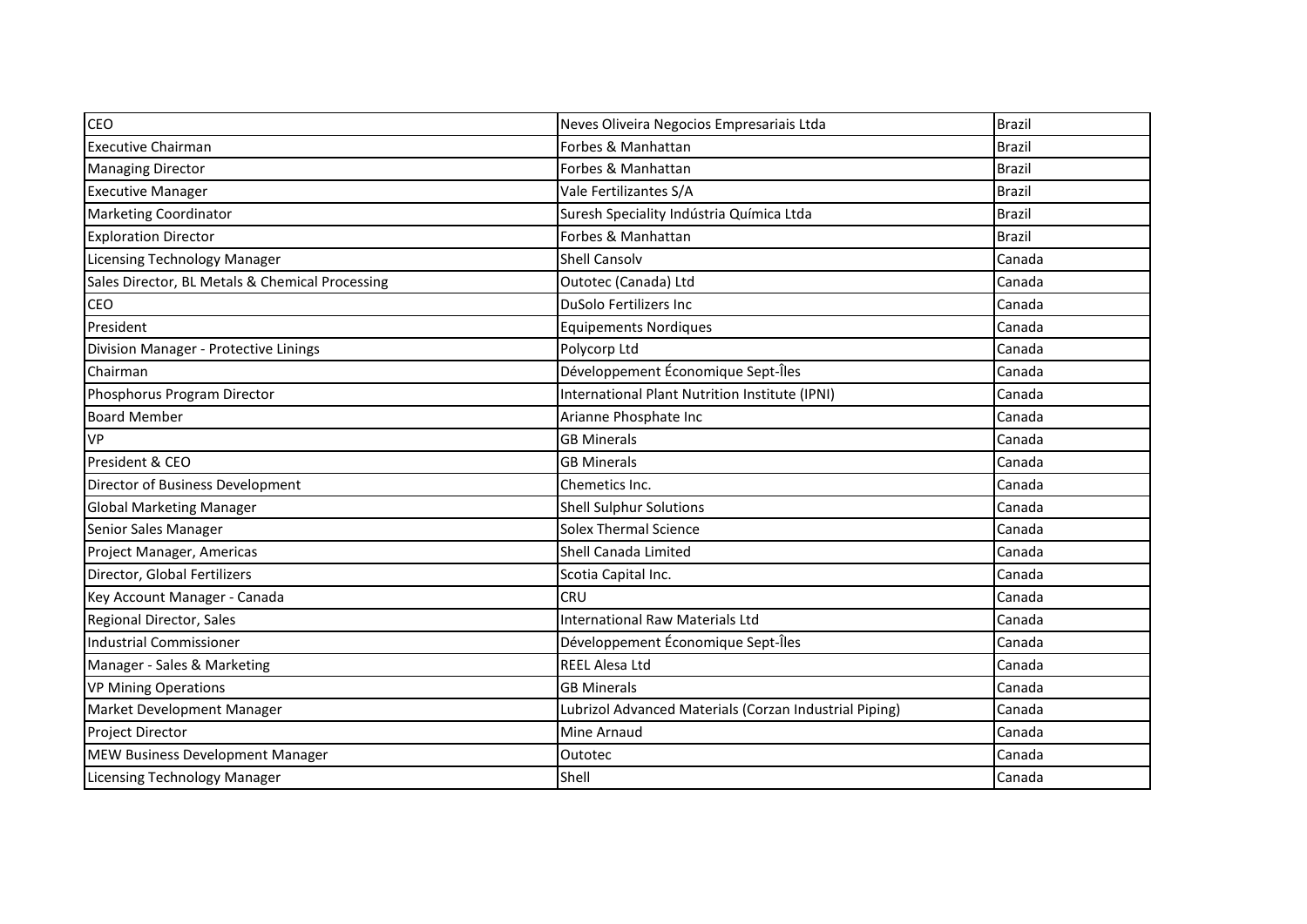| | | |
|---|---|---|
| CEO | Neves Oliveira Negocios Empresariais Ltda | Brazil |
| Executive Chairman | Forbes & Manhattan | Brazil |
| Managing Director | Forbes & Manhattan | Brazil |
| Executive Manager | Vale Fertilizantes S/A | Brazil |
| Marketing Coordinator | Suresh Speciality Indústria Química Ltda | Brazil |
| Exploration Director | Forbes & Manhattan | Brazil |
| Licensing Technology Manager | Shell Cansolv | Canada |
| Sales Director, BL Metals & Chemical Processing | Outotec (Canada) Ltd | Canada |
| CEO | DuSolo Fertilizers Inc | Canada |
| President | Equipements Nordiques | Canada |
| Division Manager - Protective Linings | Polycorp Ltd | Canada |
| Chairman | Développement Économique Sept-Îles | Canada |
| Phosphorus Program Director | International Plant Nutrition Institute (IPNI) | Canada |
| Board Member | Arianne Phosphate Inc | Canada |
| VP | GB Minerals | Canada |
| President & CEO | GB Minerals | Canada |
| Director of Business Development | Chemetics Inc. | Canada |
| Global Marketing Manager | Shell Sulphur Solutions | Canada |
| Senior Sales Manager | Solex Thermal Science | Canada |
| Project Manager, Americas | Shell Canada Limited | Canada |
| Director, Global Fertilizers | Scotia Capital Inc. | Canada |
| Key Account Manager - Canada | CRU | Canada |
| Regional Director, Sales | International Raw Materials Ltd | Canada |
| Industrial Commissioner | Développement Économique Sept-Îles | Canada |
| Manager - Sales & Marketing | REEL Alesa Ltd | Canada |
| VP Mining Operations | GB Minerals | Canada |
| Market Development Manager | Lubrizol Advanced Materials (Corzan Industrial Piping) | Canada |
| Project Director | Mine Arnaud | Canada |
| MEW Business Development Manager | Outotec | Canada |
| Licensing Technology Manager | Shell | Canada |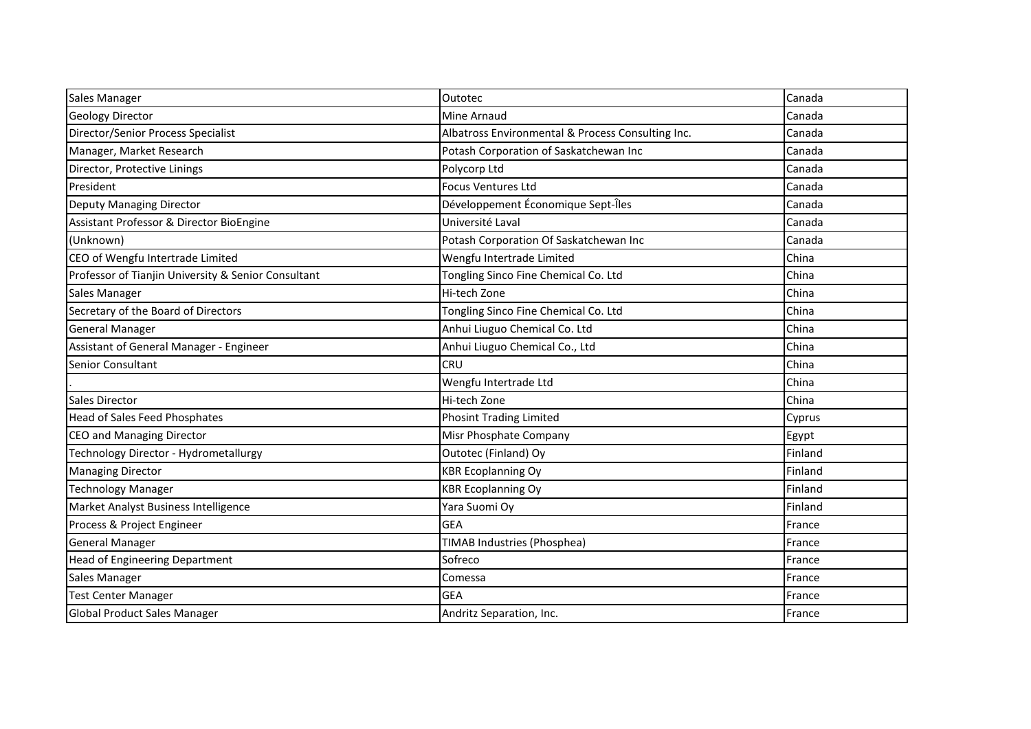| Sales Manager | Outotec | Canada |
|---|---|---|
| Geology Director | Mine Arnaud | Canada |
| Director/Senior Process Specialist | Albatross Environmental & Process Consulting Inc. | Canada |
| Manager, Market Research | Potash Corporation of Saskatchewan Inc | Canada |
| Director, Protective Linings | Polycorp Ltd | Canada |
| President | Focus Ventures Ltd | Canada |
| Deputy Managing Director | Développement Économique Sept-Îles | Canada |
| Assistant Professor & Director BioEngine | Université Laval | Canada |
| (Unknown) | Potash Corporation Of Saskatchewan Inc | Canada |
| CEO of Wengfu Intertrade Limited | Wengfu Intertrade Limited | China |
| Professor of Tianjin University & Senior Consultant | Tongling Sinco Fine Chemical Co. Ltd | China |
| Sales Manager | Hi-tech Zone | China |
| Secretary of the Board of Directors | Tongling Sinco Fine Chemical Co. Ltd | China |
| General Manager | Anhui Liuguo Chemical Co. Ltd | China |
| Assistant of General Manager - Engineer | Anhui Liuguo Chemical Co., Ltd | China |
| Senior Consultant | CRU | China |
| . | Wengfu Intertrade Ltd | China |
| Sales Director | Hi-tech Zone | China |
| Head of Sales Feed Phosphates | Phosint Trading Limited | Cyprus |
| CEO and Managing Director | Misr Phosphate Company | Egypt |
| Technology Director - Hydrometallurgy | Outotec (Finland) Oy | Finland |
| Managing Director | KBR Ecoplanning Oy | Finland |
| Technology Manager | KBR Ecoplanning Oy | Finland |
| Market Analyst Business Intelligence | Yara Suomi Oy | Finland |
| Process & Project Engineer | GEA | France |
| General Manager | TIMAB Industries (Phosphea) | France |
| Head of Engineering Department | Sofreco | France |
| Sales Manager | Comessa | France |
| Test Center Manager | GEA | France |
| Global Product Sales Manager | Andritz Separation, Inc. | France |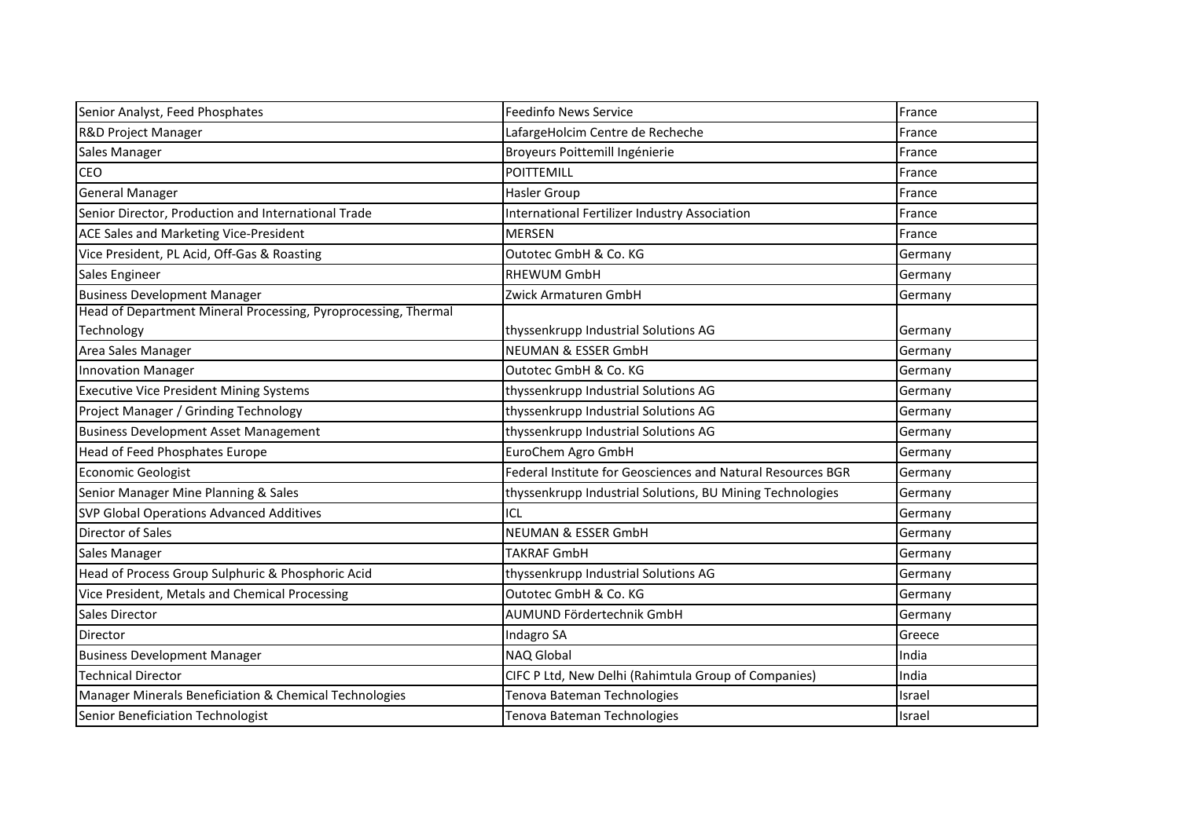| Senior Analyst, Feed Phosphates | Feedinfo News Service | France |
|---|---|---|
| R&D Project Manager | LafargeHolcim Centre de Recheche | France |
| Sales Manager | Broyeurs Poittemill Ingénierie | France |
| CEO | POITTEMILL | France |
| General Manager | Hasler Group | France |
| Senior Director, Production and International Trade | International Fertilizer Industry Association | France |
| ACE Sales and Marketing Vice-President | MERSEN | France |
| Vice President, PL Acid, Off-Gas & Roasting | Outotec GmbH & Co. KG | Germany |
| Sales Engineer | RHEWUM GmbH | Germany |
| Business Development Manager | Zwick Armaturen GmbH | Germany |
| Head of Department Mineral Processing, Pyroprocessing, Thermal Technology | thyssenkrupp Industrial Solutions AG | Germany |
| Area Sales Manager | NEUMAN & ESSER GmbH | Germany |
| Innovation Manager | Outotec GmbH & Co. KG | Germany |
| Executive Vice President Mining Systems | thyssenkrupp Industrial Solutions AG | Germany |
| Project Manager / Grinding Technology | thyssenkrupp Industrial Solutions AG | Germany |
| Business Development Asset Management | thyssenkrupp Industrial Solutions AG | Germany |
| Head of Feed Phosphates Europe | EuroChem Agro GmbH | Germany |
| Economic Geologist | Federal Institute for Geosciences and Natural Resources BGR | Germany |
| Senior Manager Mine Planning & Sales | thyssenkrupp Industrial Solutions, BU Mining Technologies | Germany |
| SVP Global Operations Advanced Additives | ICL | Germany |
| Director of Sales | NEUMAN & ESSER GmbH | Germany |
| Sales Manager | TAKRAF GmbH | Germany |
| Head of Process Group Sulphuric & Phosphoric Acid | thyssenkrupp Industrial Solutions AG | Germany |
| Vice President, Metals and Chemical Processing | Outotec GmbH & Co. KG | Germany |
| Sales Director | AUMUND Fördertechnik GmbH | Germany |
| Director | Indagro SA | Greece |
| Business Development Manager | NAQ Global | India |
| Technical Director | CIFC P Ltd, New Delhi (Rahimtula Group of Companies) | India |
| Manager Minerals Beneficiation & Chemical Technologies | Tenova Bateman Technologies | Israel |
| Senior Beneficiation Technologist | Tenova Bateman Technologies | Israel |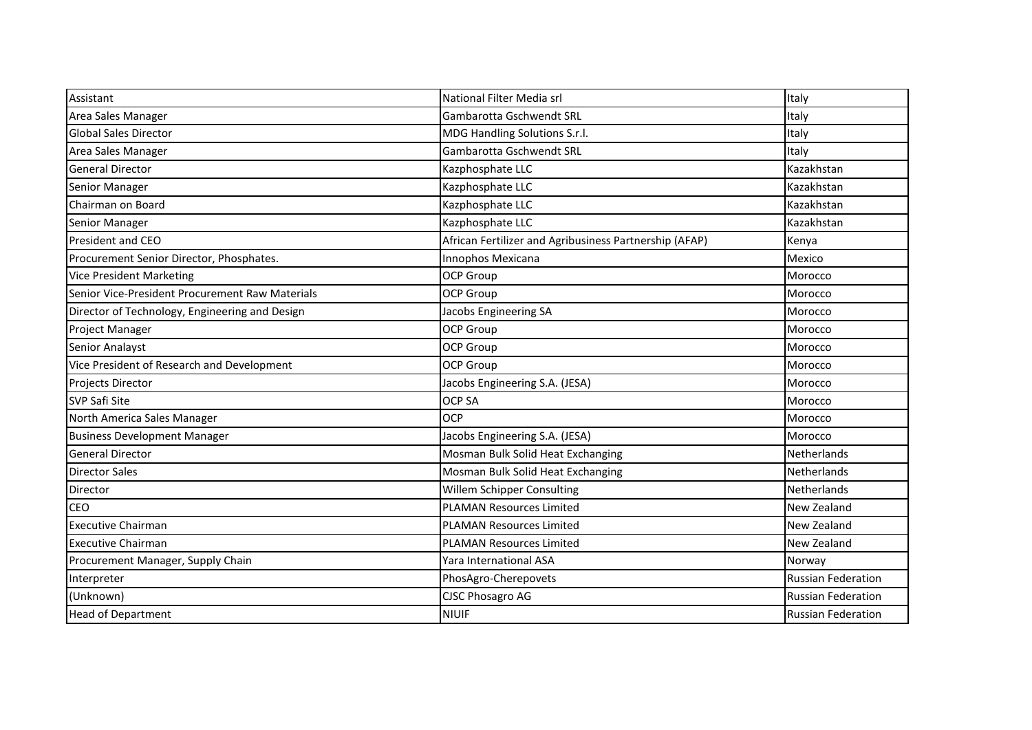| Assistant | National Filter Media srl | Italy |
|---|---|---|
| Area Sales Manager | Gambarotta Gschwendt SRL | Italy |
| Global Sales Director | MDG Handling Solutions S.r.l. | Italy |
| Area Sales Manager | Gambarotta Gschwendt SRL | Italy |
| General Director | Kazphosphate LLC | Kazakhstan |
| Senior Manager | Kazphosphate LLC | Kazakhstan |
| Chairman on Board | Kazphosphate LLC | Kazakhstan |
| Senior Manager | Kazphosphate LLC | Kazakhstan |
| President and CEO | African Fertilizer and Agribusiness Partnership (AFAP) | Kenya |
| Procurement Senior Director, Phosphates. | Innophos Mexicana | Mexico |
| Vice President Marketing | OCP Group | Morocco |
| Senior Vice-President Procurement Raw Materials | OCP Group | Morocco |
| Director of Technology, Engineering and Design | Jacobs Engineering SA | Morocco |
| Project Manager | OCP Group | Morocco |
| Senior Analayst | OCP Group | Morocco |
| Vice President of Research and Development | OCP Group | Morocco |
| Projects Director | Jacobs Engineering S.A. (JESA) | Morocco |
| SVP Safi Site | OCP SA | Morocco |
| North America Sales Manager | OCP | Morocco |
| Business Development Manager | Jacobs Engineering S.A. (JESA) | Morocco |
| General Director | Mosman Bulk Solid Heat Exchanging | Netherlands |
| Director Sales | Mosman Bulk Solid Heat Exchanging | Netherlands |
| Director | Willem Schipper Consulting | Netherlands |
| CEO | PLAMAN Resources Limited | New Zealand |
| Executive Chairman | PLAMAN Resources Limited | New Zealand |
| Executive Chairman | PLAMAN Resources Limited | New Zealand |
| Procurement Manager, Supply Chain | Yara International ASA | Norway |
| Interpreter | PhosAgro-Cherepovets | Russian Federation |
| (Unknown) | CJSC Phosagro AG | Russian Federation |
| Head of Department | NIUIF | Russian Federation |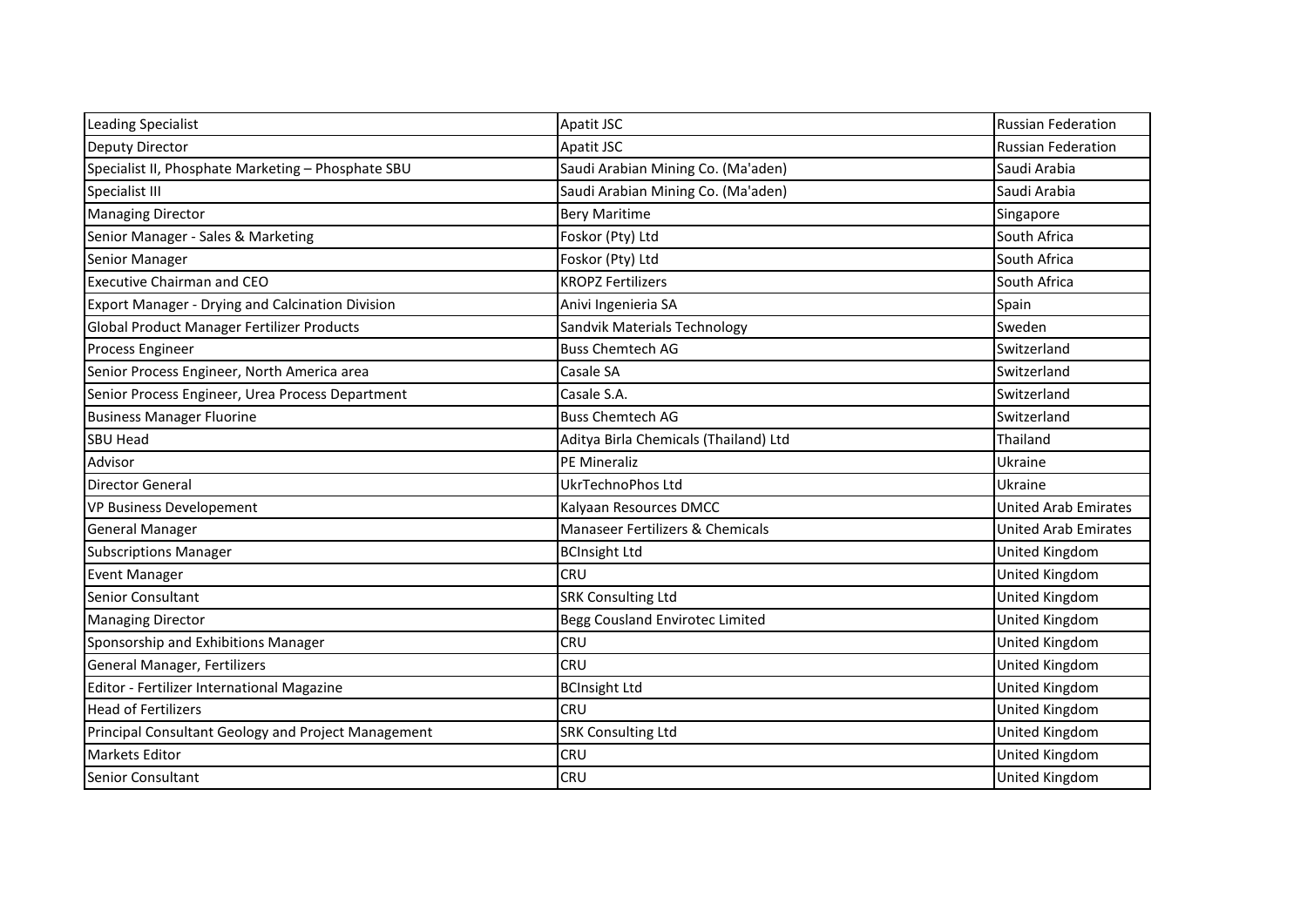| Leading Specialist | Apatit JSC | Russian Federation |
| --- | --- | --- |
| Deputy Director | Apatit JSC | Russian Federation |
| Specialist II, Phosphate Marketing – Phosphate SBU | Saudi Arabian Mining Co. (Ma'aden) | Saudi Arabia |
| Specialist III | Saudi Arabian Mining Co. (Ma'aden) | Saudi Arabia |
| Managing Director | Bery Maritime | Singapore |
| Senior Manager - Sales & Marketing | Foskor (Pty) Ltd | South Africa |
| Senior Manager | Foskor (Pty) Ltd | South Africa |
| Executive Chairman and CEO | KROPZ Fertilizers | South Africa |
| Export Manager - Drying and Calcination Division | Anivi Ingenieria SA | Spain |
| Global Product Manager Fertilizer Products | Sandvik Materials Technology | Sweden |
| Process Engineer | Buss Chemtech AG | Switzerland |
| Senior Process Engineer, North America area | Casale SA | Switzerland |
| Senior Process Engineer, Urea Process Department | Casale S.A. | Switzerland |
| Business Manager Fluorine | Buss Chemtech AG | Switzerland |
| SBU Head | Aditya Birla Chemicals (Thailand) Ltd | Thailand |
| Advisor | PE Mineraliz | Ukraine |
| Director General | UkrTechnoPhos Ltd | Ukraine |
| VP Business Developement | Kalyaan Resources DMCC | United Arab Emirates |
| General Manager | Manaseer Fertilizers & Chemicals | United Arab Emirates |
| Subscriptions Manager | BCInsight Ltd | United Kingdom |
| Event Manager | CRU | United Kingdom |
| Senior Consultant | SRK Consulting Ltd | United Kingdom |
| Managing Director | Begg Cousland Envirotec Limited | United Kingdom |
| Sponsorship and Exhibitions Manager | CRU | United Kingdom |
| General Manager, Fertilizers | CRU | United Kingdom |
| Editor - Fertilizer International Magazine | BCInsight Ltd | United Kingdom |
| Head of Fertilizers | CRU | United Kingdom |
| Principal Consultant Geology and Project Management | SRK Consulting Ltd | United Kingdom |
| Markets Editor | CRU | United Kingdom |
| Senior Consultant | CRU | United Kingdom |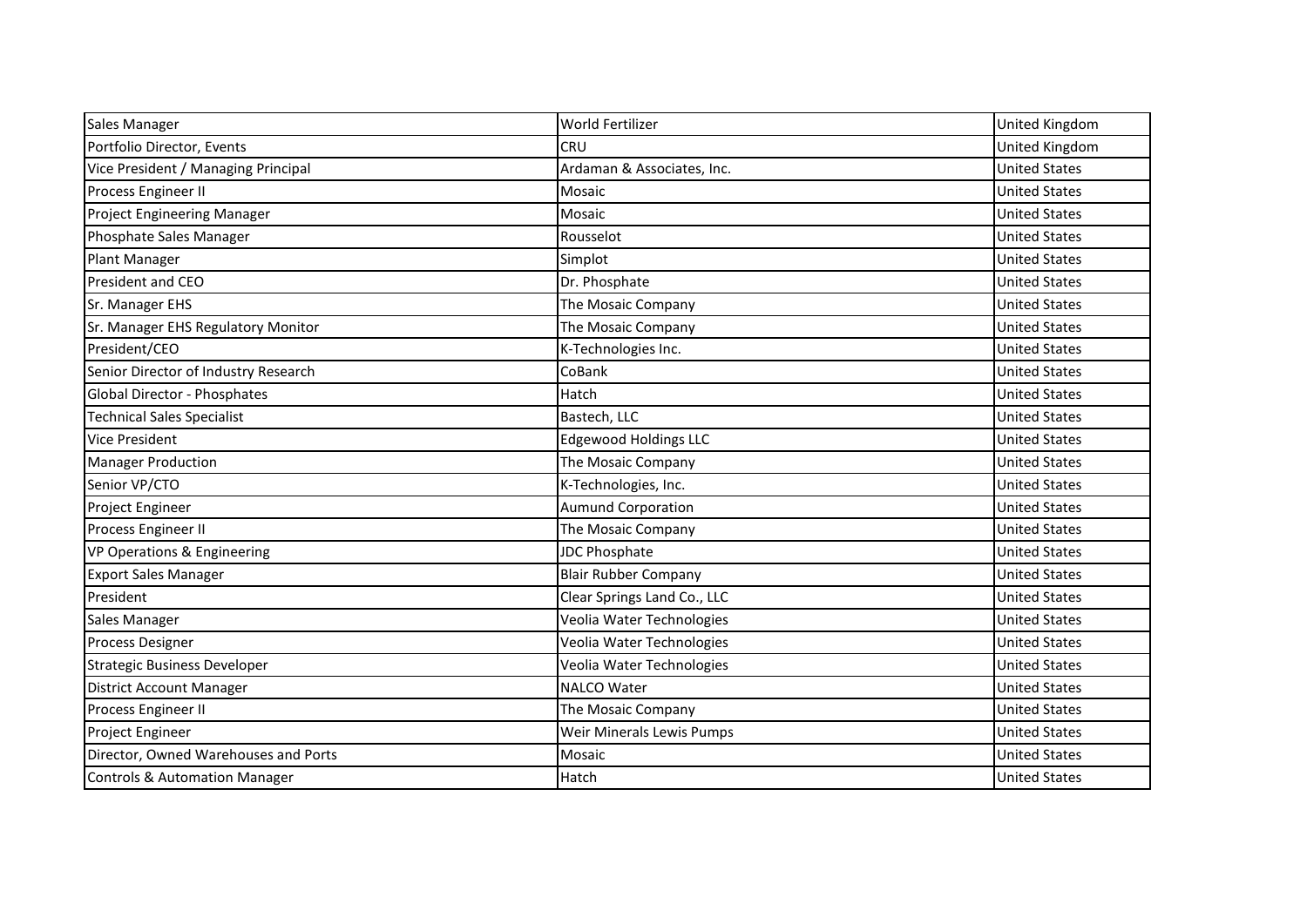| Sales Manager | World Fertilizer | United Kingdom |
|---|---|---|
| Portfolio Director, Events | CRU | United Kingdom |
| Vice President / Managing Principal | Ardaman & Associates, Inc. | United States |
| Process Engineer II | Mosaic | United States |
| Project Engineering Manager | Mosaic | United States |
| Phosphate Sales Manager | Rousselot | United States |
| Plant Manager | Simplot | United States |
| President and CEO | Dr. Phosphate | United States |
| Sr. Manager EHS | The Mosaic Company | United States |
| Sr. Manager EHS Regulatory Monitor | The Mosaic Company | United States |
| President/CEO | K-Technologies Inc. | United States |
| Senior Director of Industry Research | CoBank | United States |
| Global Director - Phosphates | Hatch | United States |
| Technical Sales Specialist | Bastech, LLC | United States |
| Vice President | Edgewood Holdings LLC | United States |
| Manager Production | The Mosaic Company | United States |
| Senior VP/CTO | K-Technologies, Inc. | United States |
| Project Engineer | Aumund Corporation | United States |
| Process Engineer II | The Mosaic Company | United States |
| VP Operations & Engineering | JDC Phosphate | United States |
| Export Sales Manager | Blair Rubber Company | United States |
| President | Clear Springs Land Co., LLC | United States |
| Sales Manager | Veolia Water Technologies | United States |
| Process Designer | Veolia Water Technologies | United States |
| Strategic Business Developer | Veolia Water Technologies | United States |
| District Account Manager | NALCO Water | United States |
| Process Engineer II | The Mosaic Company | United States |
| Project Engineer | Weir Minerals Lewis Pumps | United States |
| Director, Owned Warehouses and Ports | Mosaic | United States |
| Controls & Automation Manager | Hatch | United States |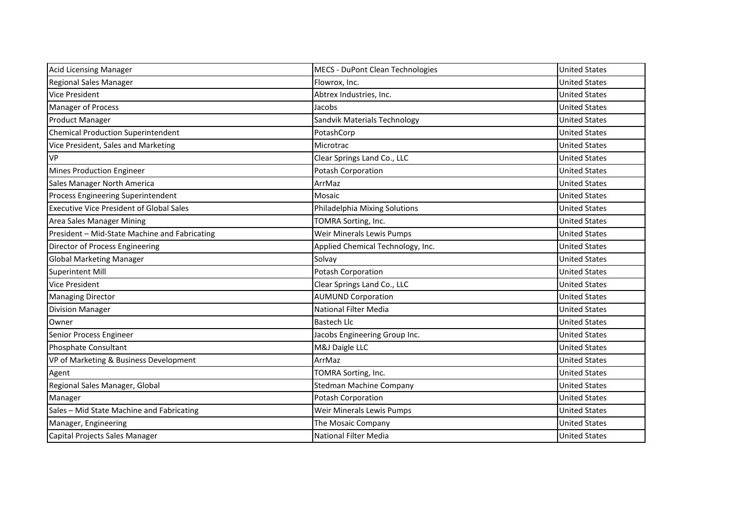| | | |
|---|---|---|
| Acid Licensing Manager | MECS - DuPont Clean Technologies | United States |
| Regional Sales Manager | Flowrox, Inc. | United States |
| Vice President | Abtrex Industries, Inc. | United States |
| Manager of Process | Jacobs | United States |
| Product Manager | Sandvik Materials Technology | United States |
| Chemical Production Superintendent | PotashCorp | United States |
| Vice President, Sales and Marketing | Microtrac | United States |
| VP | Clear Springs Land Co., LLC | United States |
| Mines Production Engineer | Potash Corporation | United States |
| Sales Manager North America | ArrMaz | United States |
| Process Engineering Superintendent | Mosaic | United States |
| Executive Vice President of Global Sales | Philadelphia Mixing Solutions | United States |
| Area Sales Manager Mining | TOMRA Sorting, Inc. | United States |
| President – Mid-State Machine and Fabricating | Weir Minerals Lewis Pumps | United States |
| Director of Process Engineering | Applied Chemical Technology, Inc. | United States |
| Global Marketing Manager | Solvay | United States |
| Superintent Mill | Potash Corporation | United States |
| Vice President | Clear Springs Land Co., LLC | United States |
| Managing Director | AUMUND Corporation | United States |
| Division Manager | National Filter Media | United States |
| Owner | Bastech Llc | United States |
| Senior Process Engineer | Jacobs Engineering Group Inc. | United States |
| Phosphate Consultant | M&J Daigle LLC | United States |
| VP of Marketing & Business Development | ArrMaz | United States |
| Agent | TOMRA Sorting, Inc. | United States |
| Regional Sales Manager, Global | Stedman Machine Company | United States |
| Manager | Potash Corporation | United States |
| Sales – Mid State Machine and Fabricating | Weir Minerals Lewis Pumps | United States |
| Manager, Engineering | The Mosaic Company | United States |
| Capital Projects Sales Manager | National Filter Media | United States |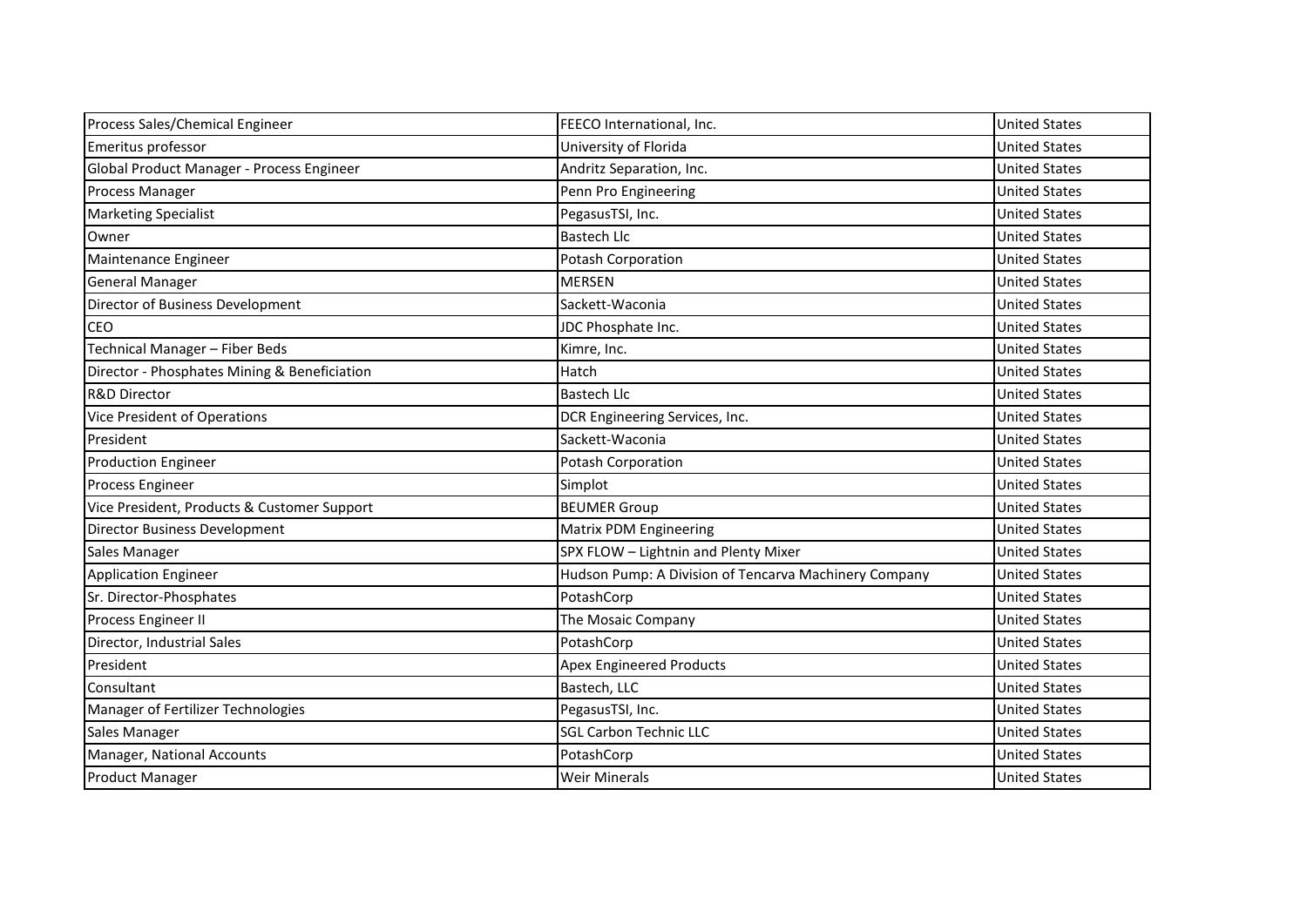| | | |
|---|---|---|
| Process Sales/Chemical Engineer | FEECO International, Inc. | United States |
| Emeritus professor | University of Florida | United States |
| Global Product Manager - Process Engineer | Andritz Separation, Inc. | United States |
| Process Manager | Penn Pro Engineering | United States |
| Marketing Specialist | PegasusTSI, Inc. | United States |
| Owner | Bastech Llc | United States |
| Maintenance Engineer | Potash Corporation | United States |
| General Manager | MERSEN | United States |
| Director of Business Development | Sackett-Waconia | United States |
| CEO | JDC Phosphate Inc. | United States |
| Technical Manager – Fiber Beds | Kimre, Inc. | United States |
| Director - Phosphates Mining & Beneficiation | Hatch | United States |
| R&D Director | Bastech Llc | United States |
| Vice President of Operations | DCR Engineering Services, Inc. | United States |
| President | Sackett-Waconia | United States |
| Production Engineer | Potash Corporation | United States |
| Process Engineer | Simplot | United States |
| Vice President, Products & Customer Support | BEUMER Group | United States |
| Director Business Development | Matrix PDM Engineering | United States |
| Sales Manager | SPX FLOW – Lightnin and Plenty Mixer | United States |
| Application Engineer | Hudson Pump: A Division of Tencarva Machinery Company | United States |
| Sr. Director-Phosphates | PotashCorp | United States |
| Process Engineer II | The Mosaic Company | United States |
| Director, Industrial Sales | PotashCorp | United States |
| President | Apex Engineered Products | United States |
| Consultant | Bastech, LLC | United States |
| Manager of Fertilizer Technologies | PegasusTSI, Inc. | United States |
| Sales Manager | SGL Carbon Technic LLC | United States |
| Manager, National Accounts | PotashCorp | United States |
| Product Manager | Weir Minerals | United States |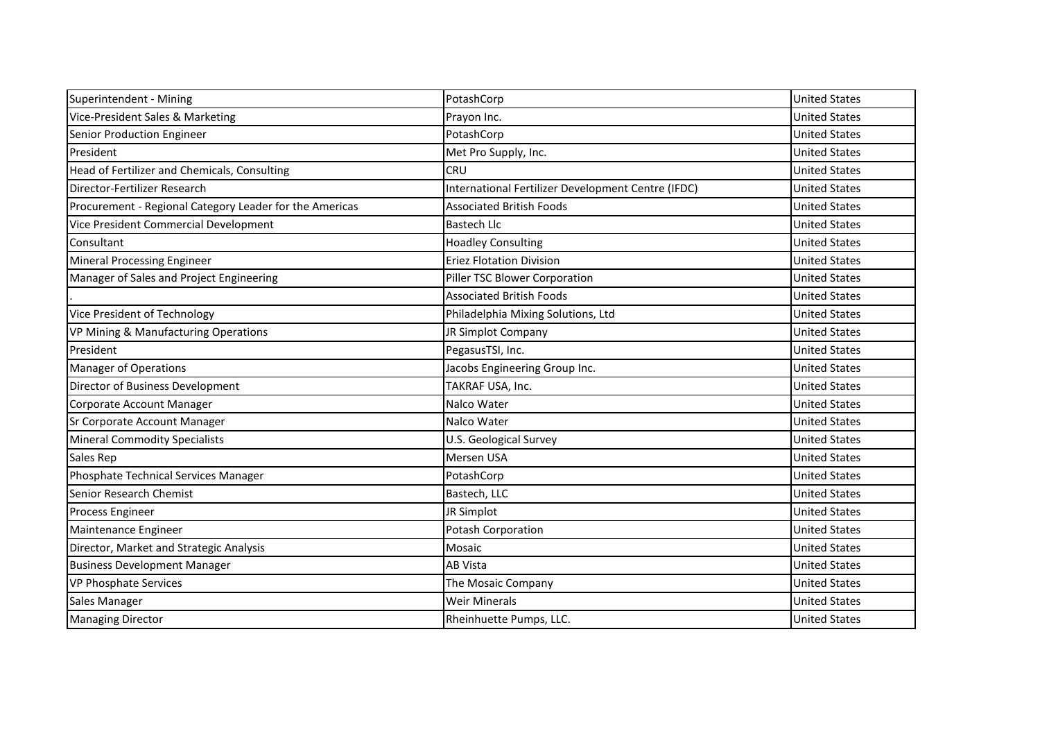| | | |
|---|---|---|
| Superintendent - Mining | PotashCorp | United States |
| Vice-President Sales & Marketing | Prayon Inc. | United States |
| Senior Production Engineer | PotashCorp | United States |
| President | Met Pro Supply, Inc. | United States |
| Head of Fertilizer and Chemicals, Consulting | CRU | United States |
| Director-Fertilizer Research | International Fertilizer Development Centre (IFDC) | United States |
| Procurement - Regional Category Leader for the Americas | Associated British Foods | United States |
| Vice President Commercial Development | Bastech Llc | United States |
| Consultant | Hoadley Consulting | United States |
| Mineral Processing Engineer | Eriez Flotation Division | United States |
| Manager of Sales and Project Engineering | Piller TSC Blower Corporation | United States |
| . | Associated British Foods | United States |
| Vice President of Technology | Philadelphia Mixing Solutions, Ltd | United States |
| VP Mining & Manufacturing Operations | JR Simplot Company | United States |
| President | PegasusTSI, Inc. | United States |
| Manager of Operations | Jacobs Engineering Group Inc. | United States |
| Director of Business Development | TAKRAF USA, Inc. | United States |
| Corporate Account Manager | Nalco Water | United States |
| Sr Corporate Account Manager | Nalco Water | United States |
| Mineral Commodity Specialists | U.S. Geological Survey | United States |
| Sales Rep | Mersen USA | United States |
| Phosphate Technical Services Manager | PotashCorp | United States |
| Senior Research Chemist | Bastech, LLC | United States |
| Process Engineer | JR Simplot | United States |
| Maintenance Engineer | Potash Corporation | United States |
| Director, Market and Strategic Analysis | Mosaic | United States |
| Business Development Manager | AB Vista | United States |
| VP Phosphate Services | The Mosaic Company | United States |
| Sales Manager | Weir Minerals | United States |
| Managing Director | Rheinhuette Pumps, LLC. | United States |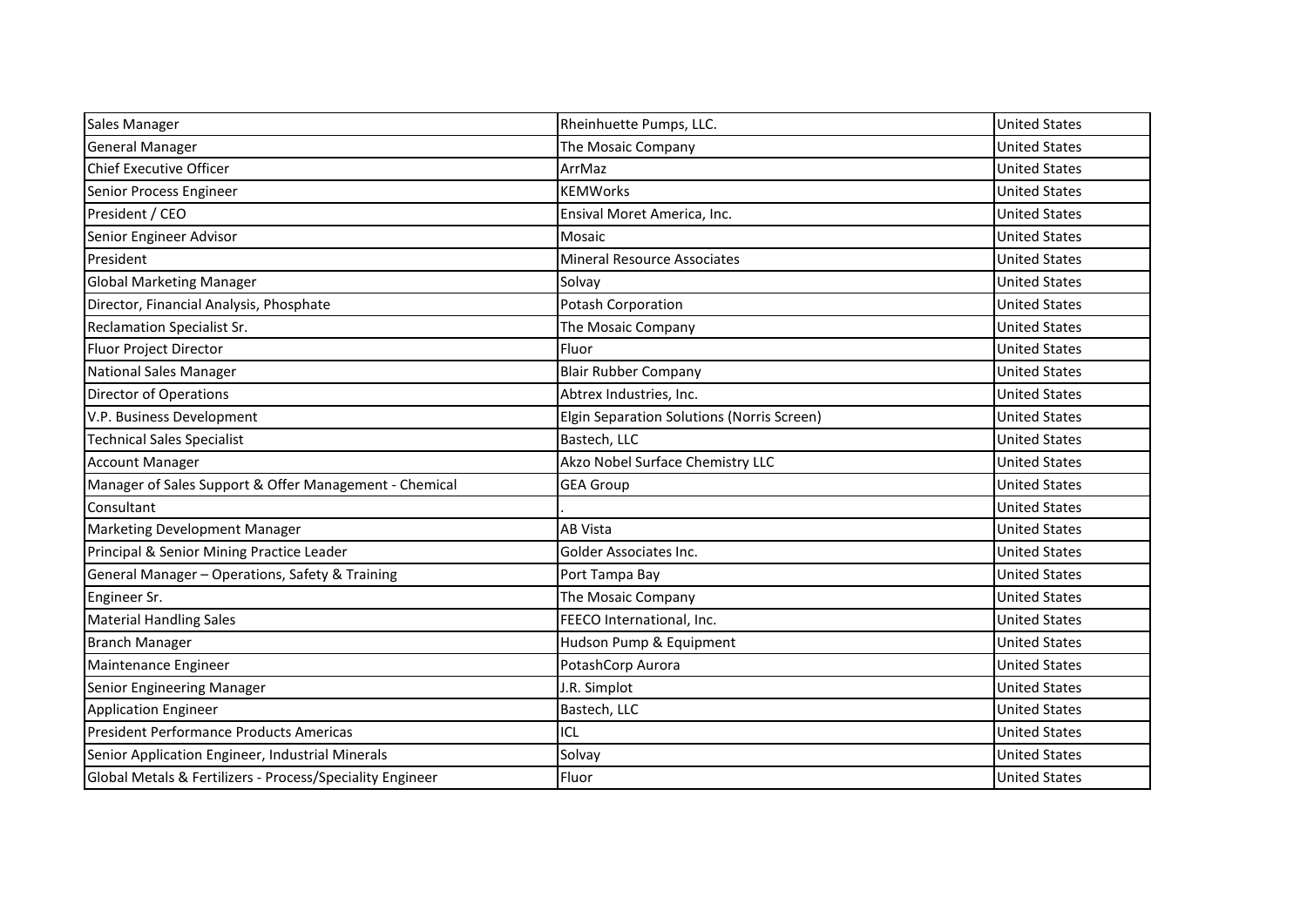| | | |
|---|---|---|
| Sales Manager | Rheinhuette Pumps, LLC. | United States |
| General Manager | The Mosaic Company | United States |
| Chief Executive Officer | ArrMaz | United States |
| Senior Process Engineer | KEMWorks | United States |
| President / CEO | Ensival Moret America, Inc. | United States |
| Senior Engineer Advisor | Mosaic | United States |
| President | Mineral Resource Associates | United States |
| Global Marketing Manager | Solvay | United States |
| Director, Financial Analysis, Phosphate | Potash Corporation | United States |
| Reclamation Specialist Sr. | The Mosaic Company | United States |
| Fluor Project Director | Fluor | United States |
| National Sales Manager | Blair Rubber Company | United States |
| Director of Operations | Abtrex Industries, Inc. | United States |
| V.P. Business Development | Elgin Separation Solutions (Norris Screen) | United States |
| Technical Sales Specialist | Bastech, LLC | United States |
| Account Manager | Akzo Nobel Surface Chemistry LLC | United States |
| Manager of Sales Support & Offer Management - Chemical | GEA Group | United States |
| Consultant | . | United States |
| Marketing Development Manager | AB Vista | United States |
| Principal & Senior Mining Practice Leader | Golder Associates Inc. | United States |
| General Manager – Operations, Safety & Training | Port Tampa Bay | United States |
| Engineer Sr. | The Mosaic Company | United States |
| Material Handling Sales | FEECO International, Inc. | United States |
| Branch Manager | Hudson Pump & Equipment | United States |
| Maintenance Engineer | PotashCorp Aurora | United States |
| Senior Engineering Manager | J.R. Simplot | United States |
| Application Engineer | Bastech, LLC | United States |
| President Performance Products Americas | ICL | United States |
| Senior Application Engineer, Industrial Minerals | Solvay | United States |
| Global Metals & Fertilizers - Process/Speciality Engineer | Fluor | United States |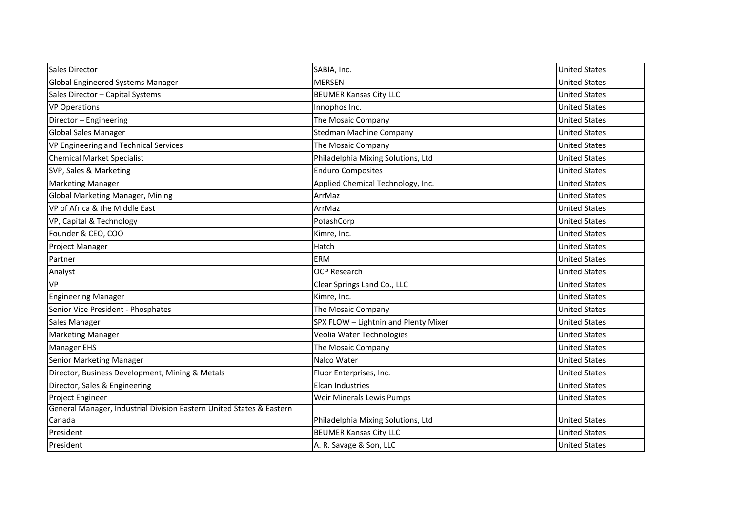| Sales Director | SABIA, Inc. | United States |
|---|---|---|
| Global Engineered Systems Manager | MERSEN | United States |
| Sales Director – Capital Systems | BEUMER Kansas City LLC | United States |
| VP Operations | Innophos Inc. | United States |
| Director – Engineering | The Mosaic Company | United States |
| Global Sales Manager | Stedman Machine Company | United States |
| VP Engineering and Technical Services | The Mosaic Company | United States |
| Chemical Market Specialist | Philadelphia Mixing Solutions, Ltd | United States |
| SVP, Sales & Marketing | Enduro Composites | United States |
| Marketing Manager | Applied Chemical Technology, Inc. | United States |
| Global Marketing Manager, Mining | ArrMaz | United States |
| VP of Africa & the Middle East | ArrMaz | United States |
| VP, Capital & Technology | PotashCorp | United States |
| Founder & CEO, COO | Kimre, Inc. | United States |
| Project Manager | Hatch | United States |
| Partner | ERM | United States |
| Analyst | OCP Research | United States |
| VP | Clear Springs Land Co., LLC | United States |
| Engineering Manager | Kimre, Inc. | United States |
| Senior Vice President - Phosphates | The Mosaic Company | United States |
| Sales Manager | SPX FLOW – Lightnin and Plenty Mixer | United States |
| Marketing Manager | Veolia Water Technologies | United States |
| Manager EHS | The Mosaic Company | United States |
| Senior Marketing Manager | Nalco Water | United States |
| Director, Business Development, Mining & Metals | Fluor Enterprises, Inc. | United States |
| Director, Sales & Engineering | Elcan Industries | United States |
| Project Engineer | Weir Minerals Lewis Pumps | United States |
| General Manager, Industrial Division Eastern United States & Eastern Canada | Philadelphia Mixing Solutions, Ltd | United States |
| President | BEUMER Kansas City LLC | United States |
| President | A. R. Savage & Son, LLC | United States |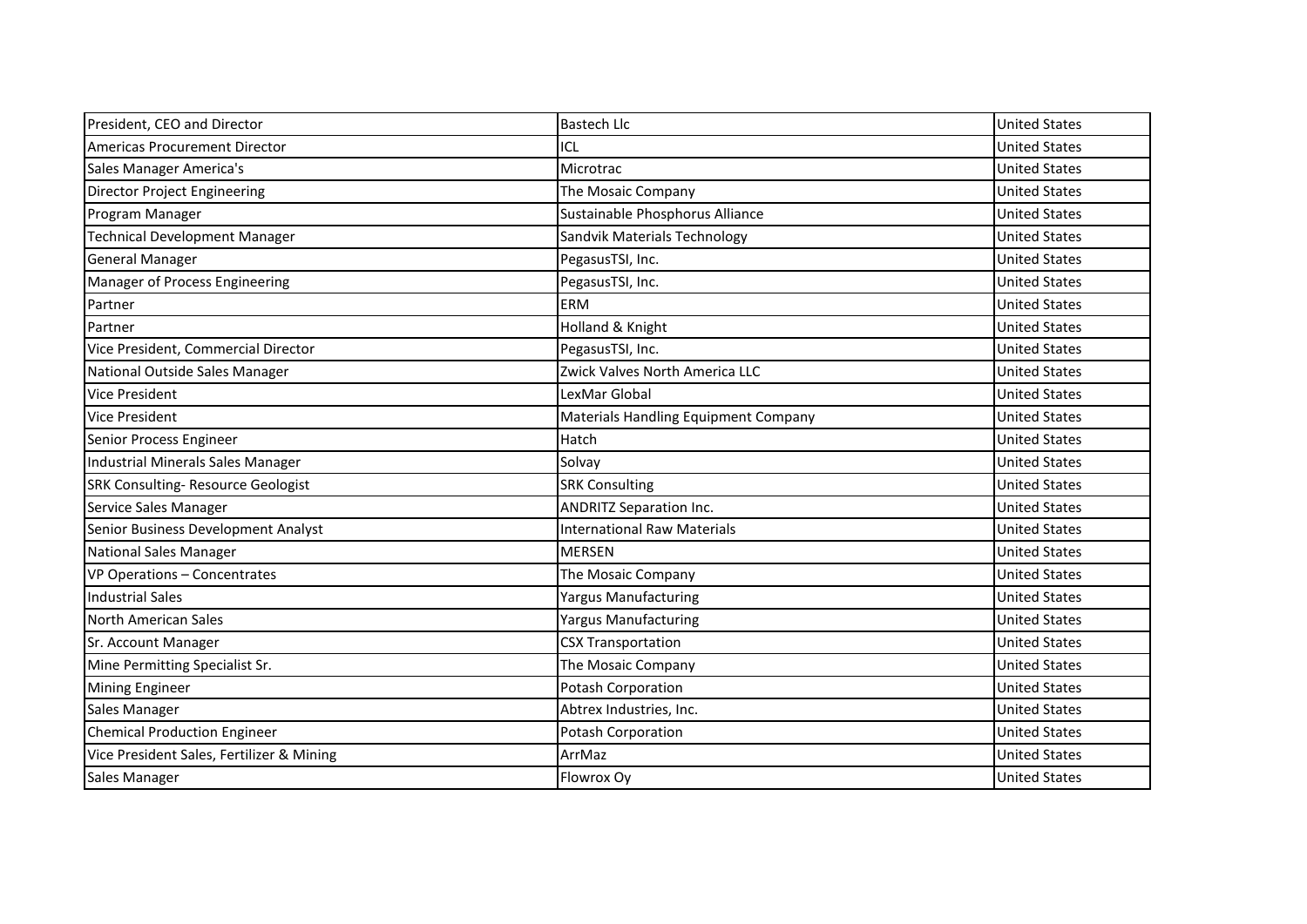| President, CEO and Director | Bastech Llc | United States |
|---|---|---|
| Americas Procurement Director | ICL | United States |
| Sales Manager America's | Microtrac | United States |
| Director Project Engineering | The Mosaic Company | United States |
| Program Manager | Sustainable Phosphorus Alliance | United States |
| Technical Development Manager | Sandvik Materials Technology | United States |
| General Manager | PegasusTSI, Inc. | United States |
| Manager of Process Engineering | PegasusTSI, Inc. | United States |
| Partner | ERM | United States |
| Partner | Holland & Knight | United States |
| Vice President, Commercial Director | PegasusTSI, Inc. | United States |
| National Outside Sales Manager | Zwick Valves North America LLC | United States |
| Vice President | LexMar Global | United States |
| Vice President | Materials Handling Equipment Company | United States |
| Senior Process Engineer | Hatch | United States |
| Industrial Minerals Sales Manager | Solvay | United States |
| SRK Consulting- Resource Geologist | SRK Consulting | United States |
| Service Sales Manager | ANDRITZ Separation Inc. | United States |
| Senior Business Development Analyst | International Raw Materials | United States |
| National Sales Manager | MERSEN | United States |
| VP Operations – Concentrates | The Mosaic Company | United States |
| Industrial Sales | Yargus Manufacturing | United States |
| North American Sales | Yargus Manufacturing | United States |
| Sr. Account Manager | CSX Transportation | United States |
| Mine Permitting Specialist Sr. | The Mosaic Company | United States |
| Mining Engineer | Potash Corporation | United States |
| Sales Manager | Abtrex Industries, Inc. | United States |
| Chemical Production Engineer | Potash Corporation | United States |
| Vice President Sales, Fertilizer & Mining | ArrMaz | United States |
| Sales Manager | Flowrox Oy | United States |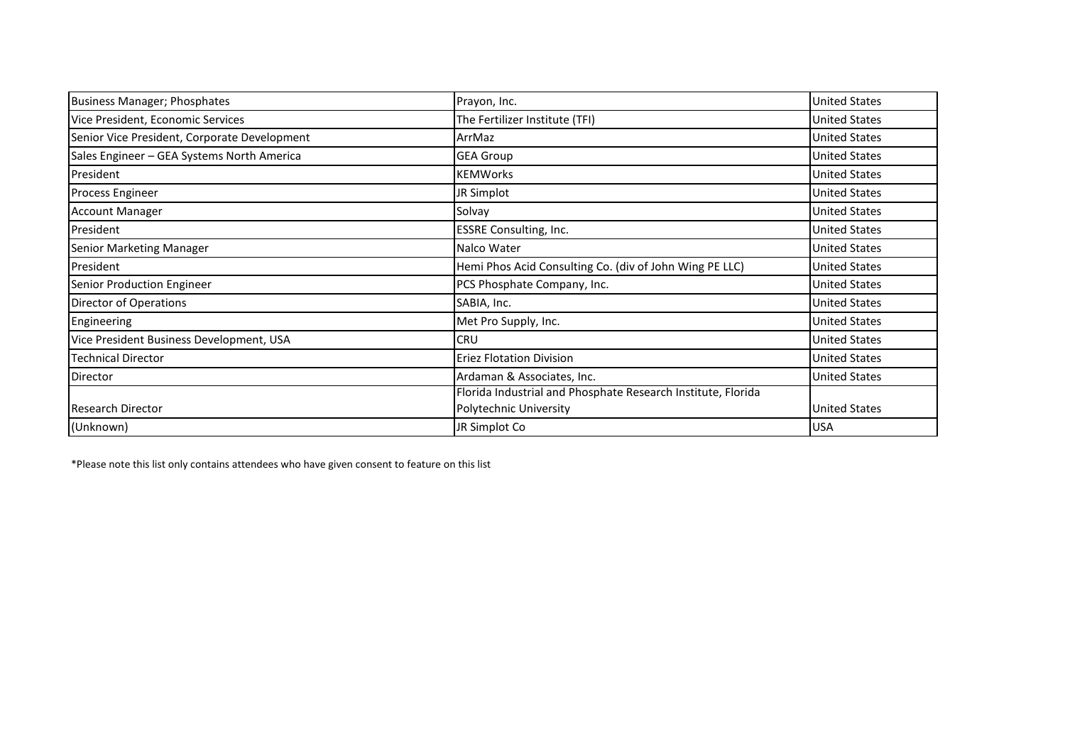| | | |
|---|---|---|
| Business Manager; Phosphates | Prayon, Inc. | United States |
| Vice President, Economic Services | The Fertilizer Institute (TFI) | United States |
| Senior Vice President, Corporate Development | ArrMaz | United States |
| Sales Engineer – GEA Systems North America | GEA Group | United States |
| President | KEMWorks | United States |
| Process Engineer | JR Simplot | United States |
| Account Manager | Solvay | United States |
| President | ESSRE Consulting, Inc. | United States |
| Senior Marketing Manager | Nalco Water | United States |
| President | Hemi Phos Acid Consulting Co. (div of John Wing PE LLC) | United States |
| Senior Production Engineer | PCS Phosphate Company, Inc. | United States |
| Director of Operations | SABIA, Inc. | United States |
| Engineering | Met Pro Supply, Inc. | United States |
| Vice President Business Development, USA | CRU | United States |
| Technical Director | Eriez Flotation Division | United States |
| Director | Ardaman & Associates, Inc. | United States |
| Research Director | Florida Industrial and Phosphate Research Institute, Florida Polytechnic University | United States |
| (Unknown) | JR Simplot Co | USA |

*Please note this list only contains attendees who have given consent to feature on this list